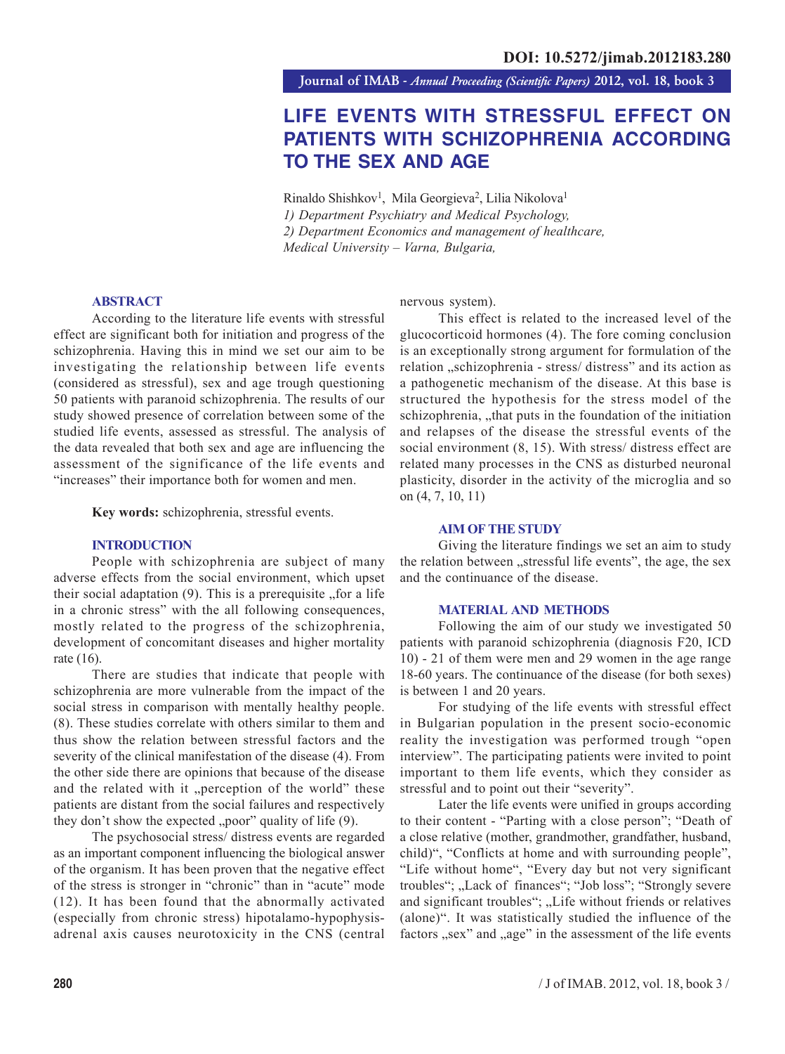DOI: 10.5272/jimab.2012183.280

# LIFE EVENTS WITH STRESSFUL EFFECT ON PATIENTS WITH SCHIZOPHRENIA ACCORDING TO THE SEX AND AGE

Rinaldo Shishkov[1], Mila Georgieva[2], Lilia Nikolova[1]

*1) Department Psychiatry and Medical Psychology,*
*2) Department Economics and management of healthcare,*
*Medical University – Varna, Bulgaria,*

## ABSTRACT

According to the literature life events with stressful effect are significant both for initiation and progress of the schizophrenia. Having this in mind we set our aim to be investigating the relationship between life events (considered as stressful), sex and age trough questioning 50 patients with paranoid schizophrenia. The results of our study showed presence of correlation between some of the studied life events, assessed as stressful. The analysis of the data revealed that both sex and age are influencing the assessment of the significance of the life events and "increases" their importance both for women and men.

**Key words:** schizophrenia, stressful events.

## INTRODUCTION

People with schizophrenia are subject of many adverse effects from the social environment, which upset their social adaptation (9). This is a prerequisite „for a life in a chronic stress" with the all following consequences, mostly related to the progress of the schizophrenia, development of concomitant diseases and higher mortality rate (16).

There are studies that indicate that people with schizophrenia are more vulnerable from the impact of the social stress in comparison with mentally healthy people. (8). These studies correlate with others similar to them and thus show the relation between stressful factors and the severity of the clinical manifestation of the disease (4). From the other side there are opinions that because of the disease and the related with it „perception of the world" these patients are distant from the social failures and respectively they don't show the expected „poor" quality of life (9).

The psychosocial stress/ distress events are regarded as an important component influencing the biological answer of the organism. It has been proven that the negative effect of the stress is stronger in "chronic" than in "acute" mode (12). It has been found that the abnormally activated (especially from chronic stress) hipotalamo-hypophysis-adrenal axis causes neurotoxicity in the CNS (central nervous system).

This effect is related to the increased level of the glucocorticoid hormones (4). The fore coming conclusion is an exceptionally strong argument for formulation of the relation „schizophrenia - stress/ distress" and its action as a pathogenetic mechanism of the disease. At this base is structured the hypothesis for the stress model of the schizophrenia, „that puts in the foundation of the initiation and relapses of the disease the stressful events of the social environment (8, 15). With stress/ distress effect are related many processes in the CNS as disturbed neuronal plasticity, disorder in the activity of the microglia and so on (4, 7, 10, 11)

## AIM OF THE STUDY

Giving the literature findings we set an aim to study the relation between „stressful life events", the age, the sex and the continuance of the disease.

## MATERIAL AND METHODS

Following the aim of our study we investigated 50 patients with paranoid schizophrenia (diagnosis F20, ICD 10) - 21 of them were men and 29 women in the age range 18-60 years. The continuance of the disease (for both sexes) is between 1 and 20 years.

For studying of the life events with stressful effect in Bulgarian population in the present socio-economic reality the investigation was performed trough "open interview". The participating patients were invited to point important to them life events, which they consider as stressful and to point out their "severity".

Later the life events were unified in groups according to their content - "Parting with a close person"; "Death of a close relative (mother, grandmother, grandfather, husband, child)", "Conflicts at home and with surrounding people", "Life without home", "Every day but not very significant troubles"; „Lack of finances"; "Job loss"; "Strongly severe and significant troubles"; „Life without friends or relatives (alone)". It was statistically studied the influence of the factors „sex" and „age" in the assessment of the life events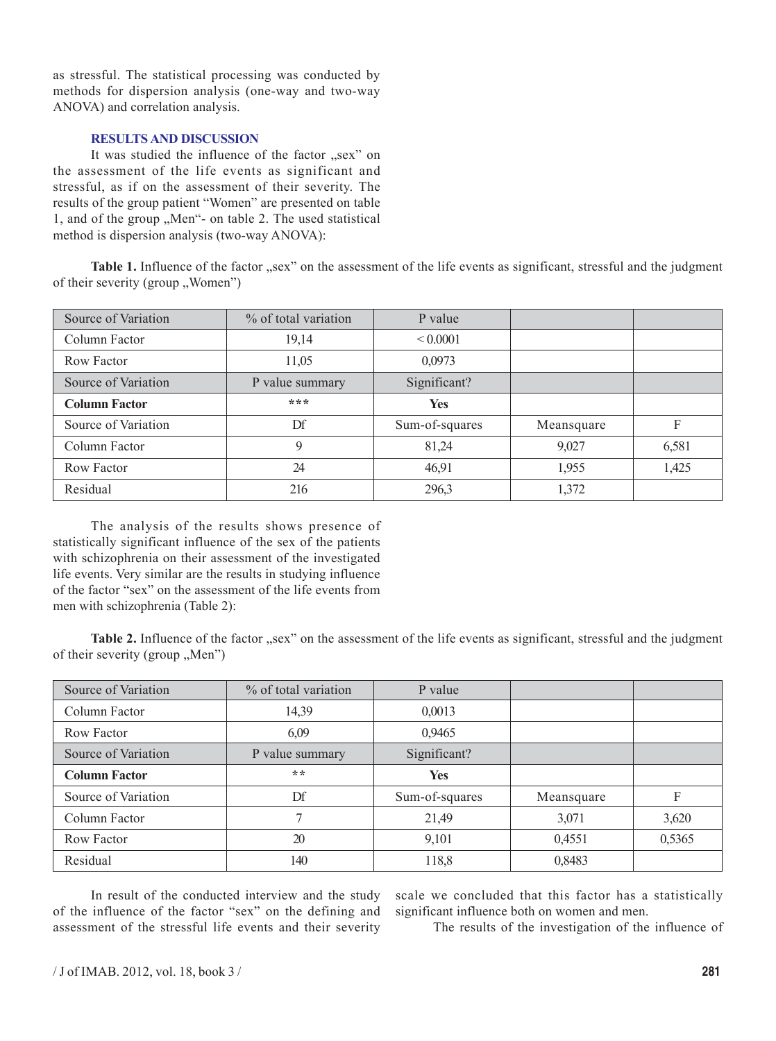as stressful. The statistical processing was conducted by methods for dispersion analysis (one-way and two-way ANOVA) and correlation analysis.

## RESULTS AND DISCUSSION

It was studied the influence of the factor „sex" on the assessment of the life events as significant and stressful, as if on the assessment of their severity. The results of the group patient "Women" are presented on table 1, and of the group „Men"- on table 2. The used statistical method is dispersion analysis (two-way ANOVA):

**Table 1.** Influence of the factor „sex" on the assessment of the life events as significant, stressful and the judgment of their severity (group „Women")

| Source of Variation | % of total variation | P value | | |
|---|---|---|---|---|
| Column Factor | 19,14 | < 0.0001 | | |
| Row Factor | 11,05 | 0,0973 | | |
| Source of Variation | P value summary | Significant? | | |
| **Column Factor** | *** | **Yes** | | |
| Source of Variation | Df | Sum-of-squares | Meansquare | F |
| Column Factor | 9 | 81,24 | 9,027 | 6,581 |
| Row Factor | 24 | 46,91 | 1,955 | 1,425 |
| Residual | 216 | 296,3 | 1,372 | |

The analysis of the results shows presence of statistically significant influence of the sex of the patients with schizophrenia on their assessment of the investigated life events. Very similar are the results in studying influence of the factor "sex" on the assessment of the life events from men with schizophrenia (Table 2):

**Table 2.** Influence of the factor „sex" on the assessment of the life events as significant, stressful and the judgment of their severity (group „Men")

| Source of Variation | % of total variation | P value | | |
|---|---|---|---|---|
| Column Factor | 14,39 | 0,0013 | | |
| Row Factor | 6,09 | 0,9465 | | |
| Source of Variation | P value summary | Significant? | | |
| **Column Factor** | ** | **Yes** | | |
| Source of Variation | Df | Sum-of-squares | Meansquare | F |
| Column Factor | 7 | 21,49 | 3,071 | 3,620 |
| Row Factor | 20 | 9,101 | 0,4551 | 0,5365 |
| Residual | 140 | 118,8 | 0,8483 | |

In result of the conducted interview and the study of the influence of the factor "sex" on the defining and assessment of the stressful life events and their severity scale we concluded that this factor has a statistically significant influence both on women and men.

The results of the investigation of the influence of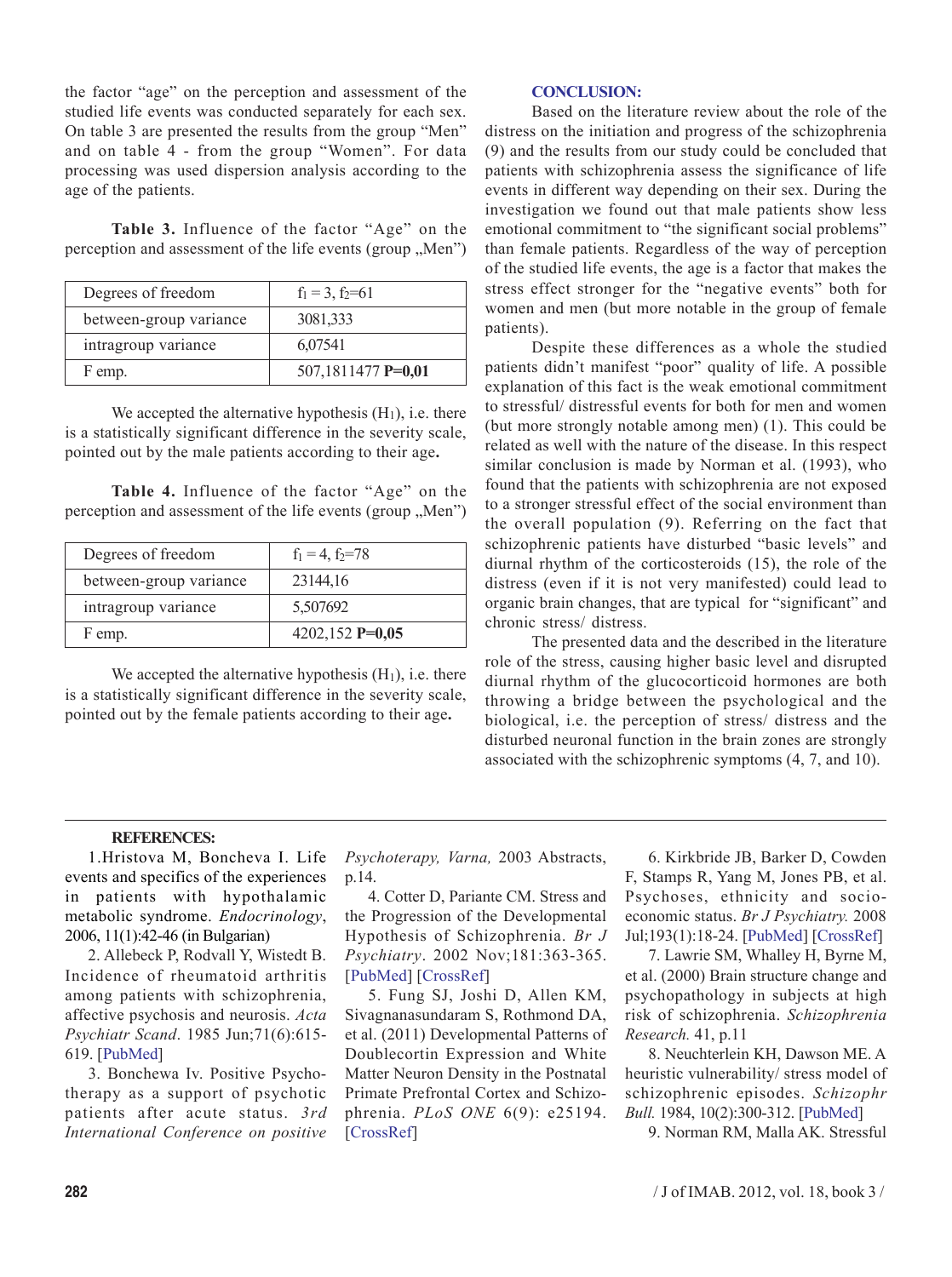the factor "age" on the perception and assessment of the studied life events was conducted separately for each sex. On table 3 are presented the results from the group "Men" and on table 4 - from the group "Women". For data processing was used dispersion analysis according to the age of the patients.

**Table 3.** Influence of the factor "Age" on the perception and assessment of the life events (group „Men")

| Degrees of freedom | $f_1 = 3$, $f_2=61$ |
|---|---|
| between-group variance | 3081,333 |
| intragroup variance | 6,07541 |
| F emp. | 507,1811477 **P=0,01** |

We accepted the alternative hypothesis ($H_1$), i.e. there is a statistically significant difference in the severity scale, pointed out by the male patients according to their age**.**

**Table 4.** Influence of the factor "Age" on the perception and assessment of the life events (group „Men")

| Degrees of freedom | $f_1 = 4$, $f_2=78$ |
|---|---|
| between-group variance | 23144,16 |
| intragroup variance | 5,507692 |
| F emp. | 4202,152 **P=0,05** |

We accepted the alternative hypothesis ($H_1$), i.e. there is a statistically significant difference in the severity scale, pointed out by the female patients according to their age**.**

## CONCLUSION:

Based on the literature review about the role of the distress on the initiation and progress of the schizophrenia (9) and the results from our study could be concluded that patients with schizophrenia assess the significance of life events in different way depending on their sex. During the investigation we found out that male patients show less emotional commitment to "the significant social problems" than female patients. Regardless of the way of perception of the studied life events, the age is a factor that makes the stress effect stronger for the "negative events" both for women and men (but more notable in the group of female patients).

Despite these differences as a whole the studied patients didn't manifest "poor" quality of life. A possible explanation of this fact is the weak emotional commitment to stressful/ distressful events for both for men and women (but more strongly notable among men) (1). This could be related as well with the nature of the disease. In this respect similar conclusion is made by Norman et al. (1993), who found that the patients with schizophrenia are not exposed to a stronger stressful effect of the social environment than the overall population (9). Referring on the fact that schizophrenic patients have disturbed "basic levels" and diurnal rhythm of the corticosteroids (15), the role of the distress (even if it is not very manifested) could lead to organic brain changes, that are typical for "significant" and chronic stress/ distress.

The presented data and the described in the literature role of the stress, causing higher basic level and disrupted diurnal rhythm of the glucocorticoid hormones are both throwing a bridge between the psychological and the biological, i.e. the perception of stress/ distress and the disturbed neuronal function in the brain zones are strongly associated with the schizophrenic symptoms (4, 7, and 10).

## REFERENCES:

1. Hristova M, Boncheva I. Life events and specifics of the experiences in patients with hypothalamic metabolic syndrome. *Endocrinology*, 2006, 11(1):42-46 (in Bulgarian)

2. Allebeck P, Rodvall Y, Wistedt B. Incidence of rheumatoid arthritis among patients with schizophrenia, affective psychosis and neurosis. *Acta Psychiatr Scand*. 1985 Jun;71(6):615-619. [PubMed]

3. Bonchewa Iv. Positive Psychotherapy as a support of psychotic patients after acute status. *3rd International Conference on positive Psychoterapy, Varna,* 2003 Abstracts, p.14.

4. Cotter D, Pariante CM. Stress and the Progression of the Developmental Hypothesis of Schizophrenia. *Br J Psychiatry*. 2002 Nov;181:363-365. [PubMed] [CrossRef]

5. Fung SJ, Joshi D, Allen KM, Sivagnanasundaram S, Rothmond DA, et al. (2011) Developmental Patterns of Doublecortin Expression and White Matter Neuron Density in the Postnatal Primate Prefrontal Cortex and Schizophrenia. *PLoS ONE* 6(9): e25194. [CrossRef]

6. Kirkbride JB, Barker D, Cowden F, Stamps R, Yang M, Jones PB, et al. Psychoses, ethnicity and socio-economic status. *Br J Psychiatry.* 2008 Jul;193(1):18-24. [PubMed] [CrossRef]

7. Lawrie SM, Whalley H, Byrne M, et al. (2000) Brain structure change and psychopathology in subjects at high risk of schizophrenia. *Schizophrenia Research.* 41, p.11

8. Neuchterlein KH, Dawson ME. A heuristic vulnerability/ stress model of schizophrenic episodes. *Schizophr Bull.* 1984, 10(2):300-312. [PubMed]

9. Norman RM, Malla AK. Stressful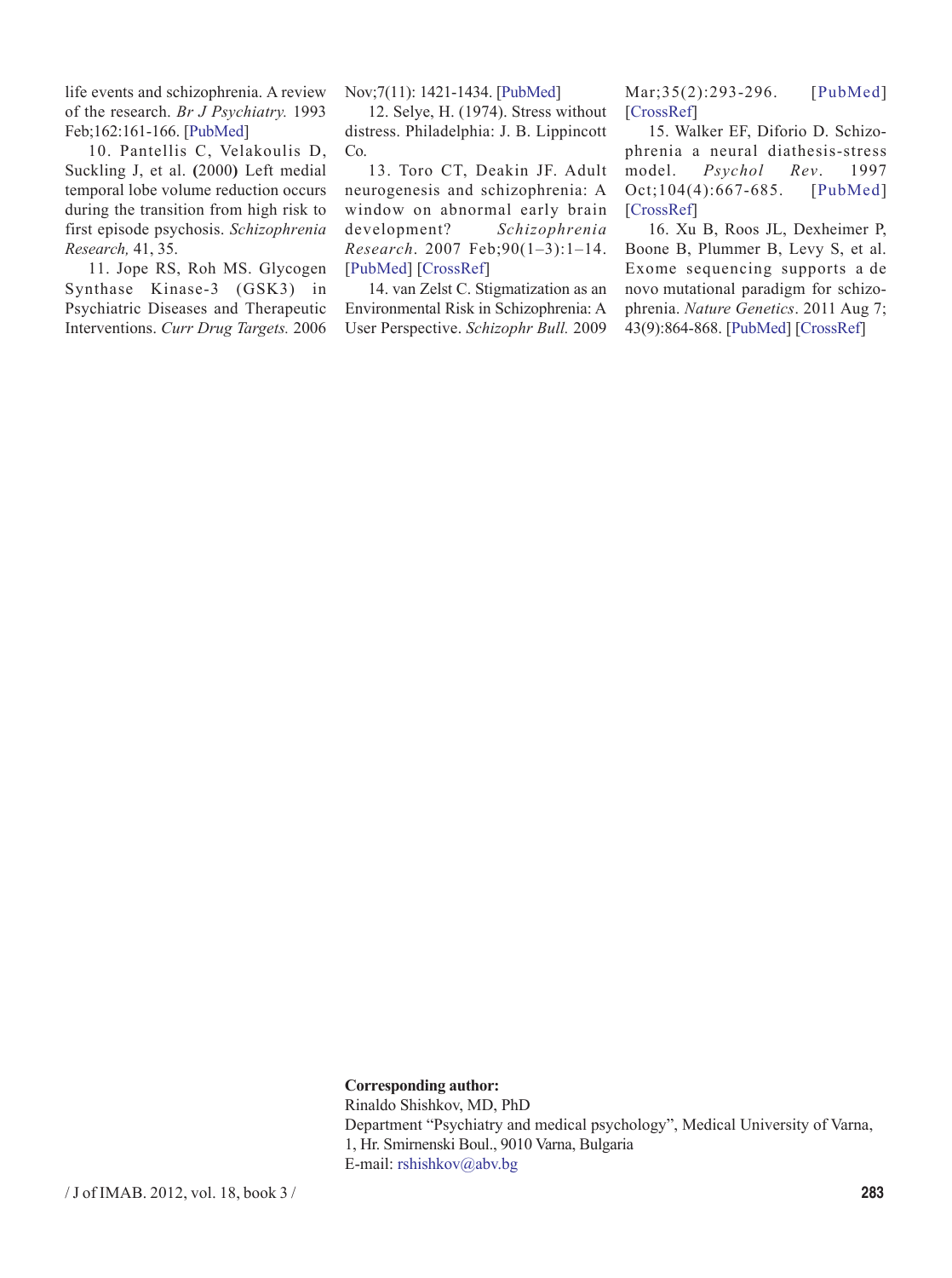life events and schizophrenia. A review of the research. *Br J Psychiatry.* 1993 Feb;162:161-166. [PubMed]

10. Pantellis C, Velakoulis D, Suckling J, et al. **(**2000**)** Left medial temporal lobe volume reduction occurs during the transition from high risk to first episode psychosis. *Schizophrenia Research,* 41, 35.

11. Jope RS, Roh MS. Glycogen Synthase Kinase-3 (GSK3) in Psychiatric Diseases and Therapeutic Interventions. *Curr Drug Targets.* 2006 Nov;7(11): 1421-1434. [PubMed]

12. Selye, H. (1974). Stress without distress. Philadelphia: J. B. Lippincott Co.

13. Toro CT, Deakin JF. Adult neurogenesis and schizophrenia: A window on abnormal early brain development? *Schizophrenia Research*. 2007 Feb;90(1–3):1–14. [PubMed] [CrossRef]

14. van Zelst C. Stigmatization as an Environmental Risk in Schizophrenia: A User Perspective. *Schizophr Bull.* 2009 Mar;35(2):293-296. [PubMed] [CrossRef]

15. Walker EF, Diforio D. Schizophrenia a neural diathesis-stress model. *Psychol Rev*. 1997 Oct;104(4):667-685. [PubMed] [CrossRef]

16. Xu B, Roos JL, Dexheimer P, Boone B, Plummer B, Levy S, et al. Exome sequencing supports a de novo mutational paradigm for schizophrenia. *Nature Genetics*. 2011 Aug 7; 43(9):864-868. [PubMed] [CrossRef]

**Corresponding author:**
Rinaldo Shishkov, MD, PhD
Department "Psychiatry and medical psychology", Medical University of Varna,
1, Hr. Smirnenski Boul., 9010 Varna, Bulgaria
E-mail: rshishkov@abv.bg